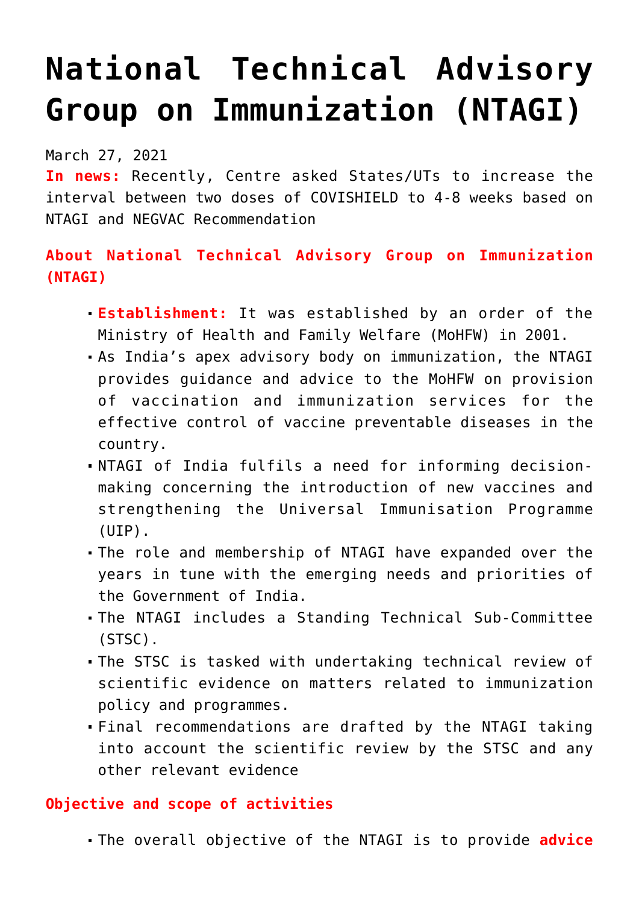# National Technical Advisory Group on Immunization (NTAGI)

March 27, 2021

**In news:** Recently, Centre asked States/UTs to increase the interval between two doses of COVISHIELD to 4-8 weeks based on NTAGI and NEGVAC Recommendation

### About National Technical Advisory Group on Immunization (NTAGI)

- **Establishment:** It was established by an order of the Ministry of Health and Family Welfare (MoHFW) in 2001.
- As India's apex advisory body on immunization, the NTAGI provides guidance and advice to the MoHFW on provision of vaccination and immunization services for the effective control of vaccine preventable diseases in the country.
- NTAGI of India fulfils a need for informing decision-making concerning the introduction of new vaccines and strengthening the Universal Immunisation Programme (UIP).
- The role and membership of NTAGI have expanded over the years in tune with the emerging needs and priorities of the Government of India.
- The NTAGI includes a Standing Technical Sub-Committee (STSC).
- The STSC is tasked with undertaking technical review of scientific evidence on matters related to immunization policy and programmes.
- Final recommendations are drafted by the NTAGI taking into account the scientific review by the STSC and any other relevant evidence

### Objective and scope of activities

- The overall objective of the NTAGI is to provide **advice**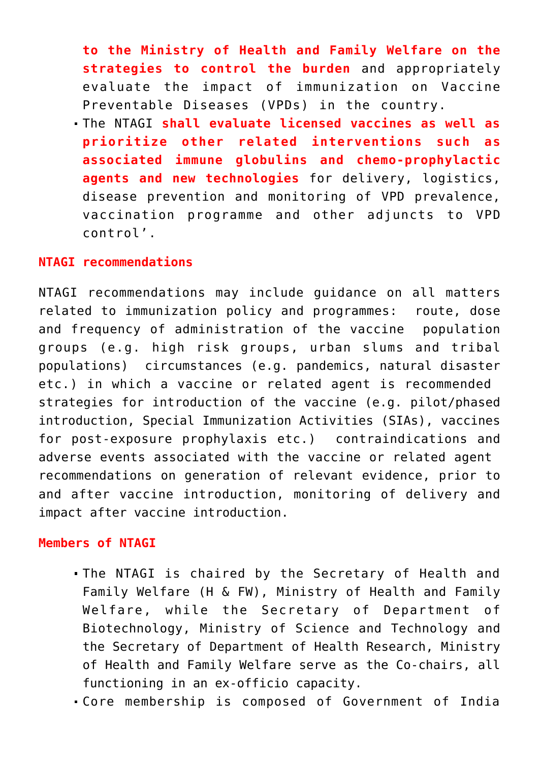**to the Ministry of Health and Family Welfare on the strategies to control the burden** and appropriately evaluate the impact of immunization on Vaccine Preventable Diseases (VPDs) in the country.

- The NTAGI **shall evaluate licensed vaccines as well as prioritize other related interventions such as associated immune globulins and chemo-prophylactic agents and new technologies** for delivery, logistics, disease prevention and monitoring of VPD prevalence, vaccination programme and other adjuncts to VPD control'.

**NTAGI recommendations**

NTAGI recommendations may include guidance on all matters related to immunization policy and programmes: route, dose and frequency of administration of the vaccine population groups (e.g. high risk groups, urban slums and tribal populations) circumstances (e.g. pandemics, natural disaster etc.) in which a vaccine or related agent is recommended strategies for introduction of the vaccine (e.g. pilot/phased introduction, Special Immunization Activities (SIAs), vaccines for post-exposure prophylaxis etc.) contraindications and adverse events associated with the vaccine or related agent recommendations on generation of relevant evidence, prior to and after vaccine introduction, monitoring of delivery and impact after vaccine introduction.

**Members of NTAGI**

- The NTAGI is chaired by the Secretary of Health and Family Welfare (H & FW), Ministry of Health and Family Welfare, while the Secretary of Department of Biotechnology, Ministry of Science and Technology and the Secretary of Department of Health Research, Ministry of Health and Family Welfare serve as the Co-chairs, all functioning in an ex-officio capacity.
- Core membership is composed of Government of India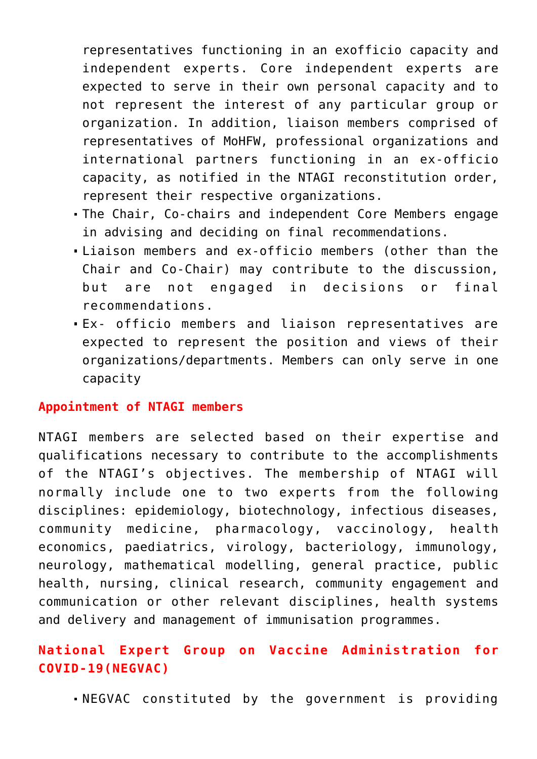representatives functioning in an exofficio capacity and independent experts. Core independent experts are expected to serve in their own personal capacity and to not represent the interest of any particular group or organization. In addition, liaison members comprised of representatives of MoHFW, professional organizations and international partners functioning in an ex-officio capacity, as notified in the NTAGI reconstitution order, represent their respective organizations.

- The Chair, Co-chairs and independent Core Members engage in advising and deciding on final recommendations.
- Liaison members and ex-officio members (other than the Chair and Co-Chair) may contribute to the discussion, but are not engaged in decisions or final recommendations.
- Ex- officio members and liaison representatives are expected to represent the position and views of their organizations/departments. Members can only serve in one capacity

#### Appointment of NTAGI members

NTAGI members are selected based on their expertise and qualifications necessary to contribute to the accomplishments of the NTAGI's objectives. The membership of NTAGI will normally include one to two experts from the following disciplines: epidemiology, biotechnology, infectious diseases, community medicine, pharmacology, vaccinology, health economics, paediatrics, virology, bacteriology, immunology, neurology, mathematical modelling, general practice, public health, nursing, clinical research, community engagement and communication or other relevant disciplines, health systems and delivery and management of immunisation programmes.

#### National Expert Group on Vaccine Administration for COVID-19(NEGVAC)

- NEGVAC constituted by the government is providing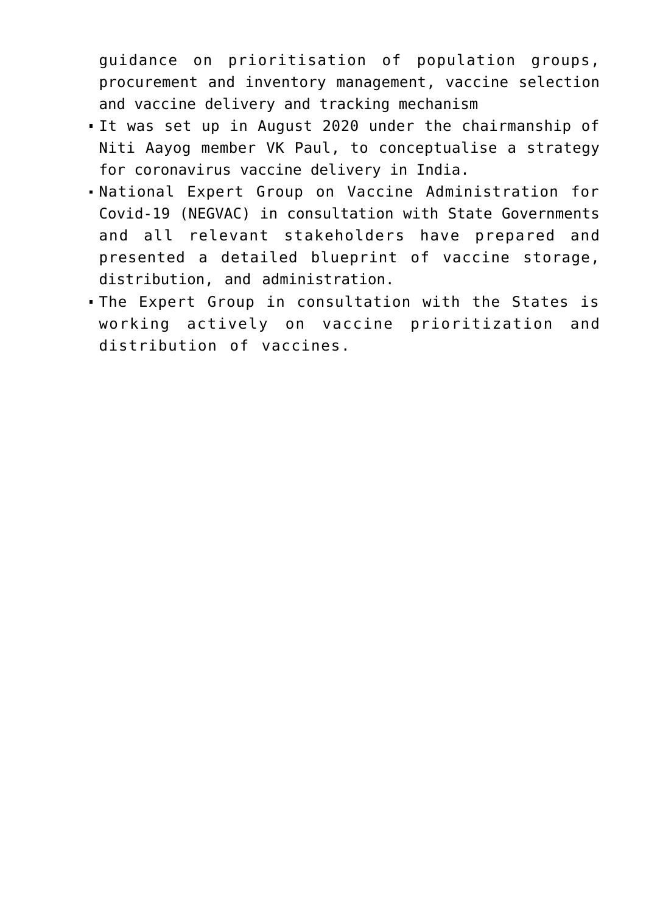guidance on prioritisation of population groups, procurement and inventory management, vaccine selection and vaccine delivery and tracking mechanism

- It was set up in August 2020 under the chairmanship of Niti Aayog member VK Paul, to conceptualise a strategy for coronavirus vaccine delivery in India.
- National Expert Group on Vaccine Administration for Covid-19 (NEGVAC) in consultation with State Governments and all relevant stakeholders have prepared and presented a detailed blueprint of vaccine storage, distribution, and administration.
- The Expert Group in consultation with the States is working actively on vaccine prioritization and distribution of vaccines.